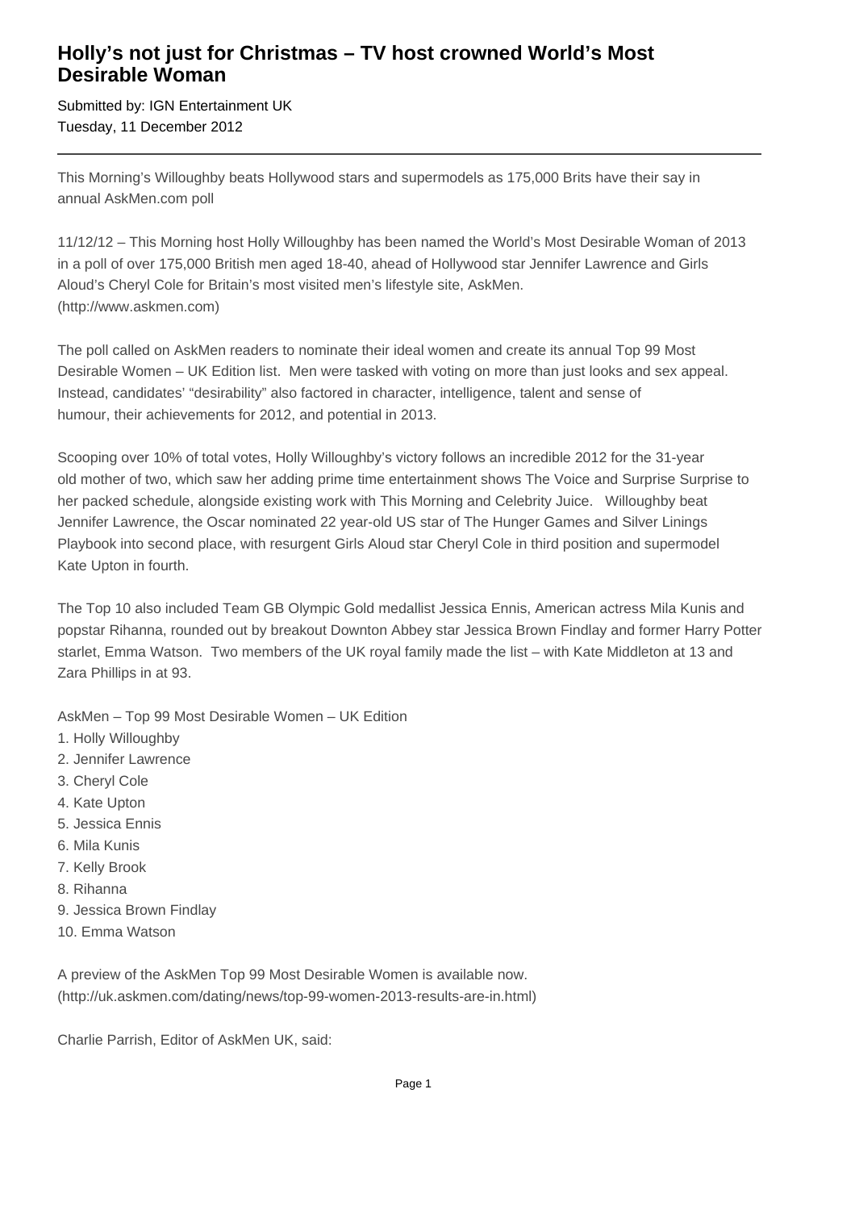# Holly's not just for Christmas – TV host crowned World's Most Desirable Woman

Submitted by: IGN Entertainment UK
Tuesday, 11 December 2012

---

This Morning's Willoughby beats Hollywood stars and supermodels as 175,000 Brits have their say in annual AskMen.com poll

11/12/12 – This Morning host Holly Willoughby has been named the World's Most Desirable Woman of 2013 in a poll of over 175,000 British men aged 18-40, ahead of Hollywood star Jennifer Lawrence and Girls Aloud's Cheryl Cole for Britain's most visited men's lifestyle site, AskMen. (http://www.askmen.com)

The poll called on AskMen readers to nominate their ideal women and create its annual Top 99 Most Desirable Women – UK Edition list. Men were tasked with voting on more than just looks and sex appeal. Instead, candidates' "desirability" also factored in character, intelligence, talent and sense of humour, their achievements for 2012, and potential in 2013.

Scooping over 10% of total votes, Holly Willoughby's victory follows an incredible 2012 for the 31-year old mother of two, which saw her adding prime time entertainment shows The Voice and Surprise Surprise to her packed schedule, alongside existing work with This Morning and Celebrity Juice. Willoughby beat Jennifer Lawrence, the Oscar nominated 22 year-old US star of The Hunger Games and Silver Linings Playbook into second place, with resurgent Girls Aloud star Cheryl Cole in third position and supermodel Kate Upton in fourth.

The Top 10 also included Team GB Olympic Gold medallist Jessica Ennis, American actress Mila Kunis and popstar Rihanna, rounded out by breakout Downton Abbey star Jessica Brown Findlay and former Harry Potter starlet, Emma Watson. Two members of the UK royal family made the list – with Kate Middleton at 13 and Zara Phillips in at 93.

AskMen – Top 99 Most Desirable Women – UK Edition

1. Holly Willoughby
2. Jennifer Lawrence
3. Cheryl Cole
4. Kate Upton
5. Jessica Ennis
6. Mila Kunis
7. Kelly Brook
8. Rihanna
9. Jessica Brown Findlay
10. Emma Watson

A preview of the AskMen Top 99 Most Desirable Women is available now. (http://uk.askmen.com/dating/news/top-99-women-2013-results-are-in.html)

Charlie Parrish, Editor of AskMen UK, said: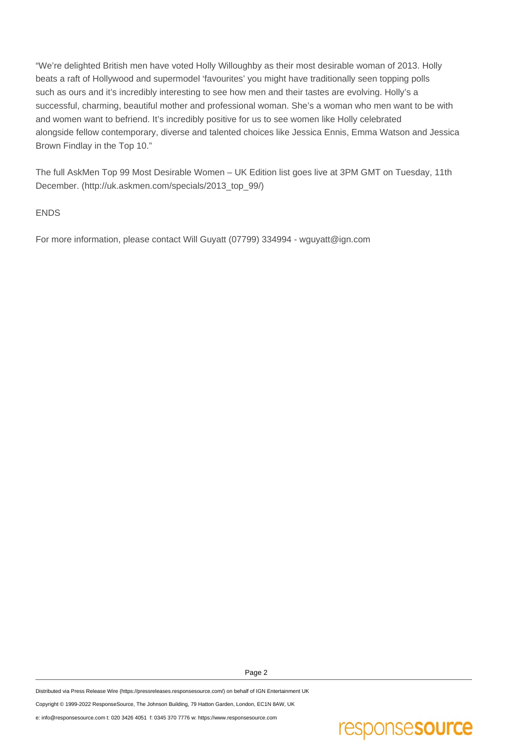"We're delighted British men have voted Holly Willoughby as their most desirable woman of 2013. Holly beats a raft of Hollywood and supermodel 'favourites' you might have traditionally seen topping polls such as ours and it's incredibly interesting to see how men and their tastes are evolving. Holly's a successful, charming, beautiful mother and professional woman. She's a woman who men want to be with and women want to befriend. It's incredibly positive for us to see women like Holly celebrated alongside fellow contemporary, diverse and talented choices like Jessica Ennis, Emma Watson and Jessica Brown Findlay in the Top 10."

The full AskMen Top 99 Most Desirable Women – UK Edition list goes live at 3PM GMT on Tuesday, 11th December. (http://uk.askmen.com/specials/2013_top_99/)

ENDS

For more information, please contact Will Guyatt (07799) 334994 - wguyatt@ign.com

Distributed via Press Release Wire (https://pressreleases.responsesource.com/) on behalf of IGN Entertainment UK

Copyright © 1999-2022 ResponseSource, The Johnson Building, 79 Hatton Garden, London, EC1N 8AW, UK

e: info@responsesource.com t: 020 3426 4051 f: 0345 370 7776 w: https://www.responsesource.com